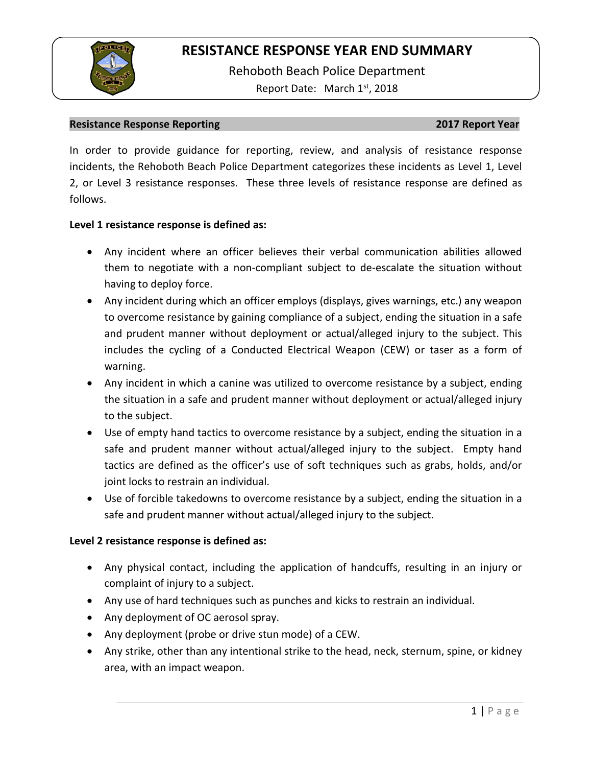# RESISTANCE RESPONSE YEAR END SUMMARY

Rehoboth Beach Police Department

Report Date: March 1st, 2018

**Resistance Response Reporting** **2017 Report Year**

In order to provide guidance for reporting, review, and analysis of resistance response incidents, the Rehoboth Beach Police Department categorizes these incidents as Level 1, Level 2, or Level 3 resistance responses. These three levels of resistance response are defined as follows.

**Level 1 resistance response is defined as:**

- Any incident where an officer believes their verbal communication abilities allowed them to negotiate with a non-compliant subject to de-escalate the situation without having to deploy force.
- Any incident during which an officer employs (displays, gives warnings, etc.) any weapon to overcome resistance by gaining compliance of a subject, ending the situation in a safe and prudent manner without deployment or actual/alleged injury to the subject. This includes the cycling of a Conducted Electrical Weapon (CEW) or taser as a form of warning.
- Any incident in which a canine was utilized to overcome resistance by a subject, ending the situation in a safe and prudent manner without deployment or actual/alleged injury to the subject.
- Use of empty hand tactics to overcome resistance by a subject, ending the situation in a safe and prudent manner without actual/alleged injury to the subject. Empty hand tactics are defined as the officer's use of soft techniques such as grabs, holds, and/or joint locks to restrain an individual.
- Use of forcible takedowns to overcome resistance by a subject, ending the situation in a safe and prudent manner without actual/alleged injury to the subject.

**Level 2 resistance response is defined as:**

- Any physical contact, including the application of handcuffs, resulting in an injury or complaint of injury to a subject.
- Any use of hard techniques such as punches and kicks to restrain an individual.
- Any deployment of OC aerosol spray.
- Any deployment (probe or drive stun mode) of a CEW.
- Any strike, other than any intentional strike to the head, neck, sternum, spine, or kidney area, with an impact weapon.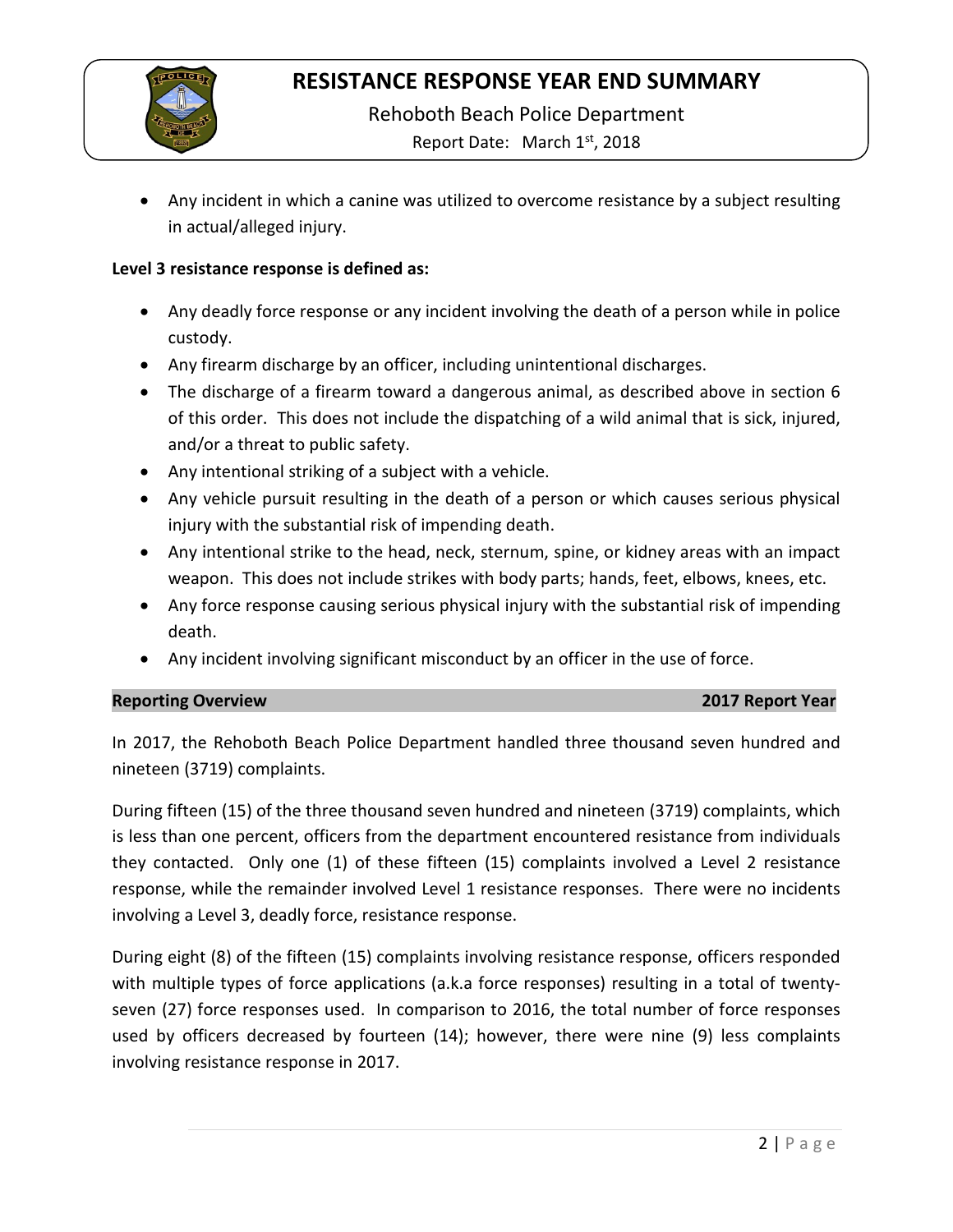- Any incident in which a canine was utilized to overcome resistance by a subject resulting in actual/alleged injury.

**Level 3 resistance response is defined as:**

- Any deadly force response or any incident involving the death of a person while in police custody.
- Any firearm discharge by an officer, including unintentional discharges.
- The discharge of a firearm toward a dangerous animal, as described above in section 6 of this order. This does not include the dispatching of a wild animal that is sick, injured, and/or a threat to public safety.
- Any intentional striking of a subject with a vehicle.
- Any vehicle pursuit resulting in the death of a person or which causes serious physical injury with the substantial risk of impending death.
- Any intentional strike to the head, neck, sternum, spine, or kidney areas with an impact weapon. This does not include strikes with body parts; hands, feet, elbows, knees, etc.
- Any force response causing serious physical injury with the substantial risk of impending death.
- Any incident involving significant misconduct by an officer in the use of force.

## Reporting Overview — 2017 Report Year

In 2017, the Rehoboth Beach Police Department handled three thousand seven hundred and nineteen (3719) complaints.

During fifteen (15) of the three thousand seven hundred and nineteen (3719) complaints, which is less than one percent, officers from the department encountered resistance from individuals they contacted. Only one (1) of these fifteen (15) complaints involved a Level 2 resistance response, while the remainder involved Level 1 resistance responses. There were no incidents involving a Level 3, deadly force, resistance response.

During eight (8) of the fifteen (15) complaints involving resistance response, officers responded with multiple types of force applications (a.k.a force responses) resulting in a total of twenty-seven (27) force responses used. In comparison to 2016, the total number of force responses used by officers decreased by fourteen (14); however, there were nine (9) less complaints involving resistance response in 2017.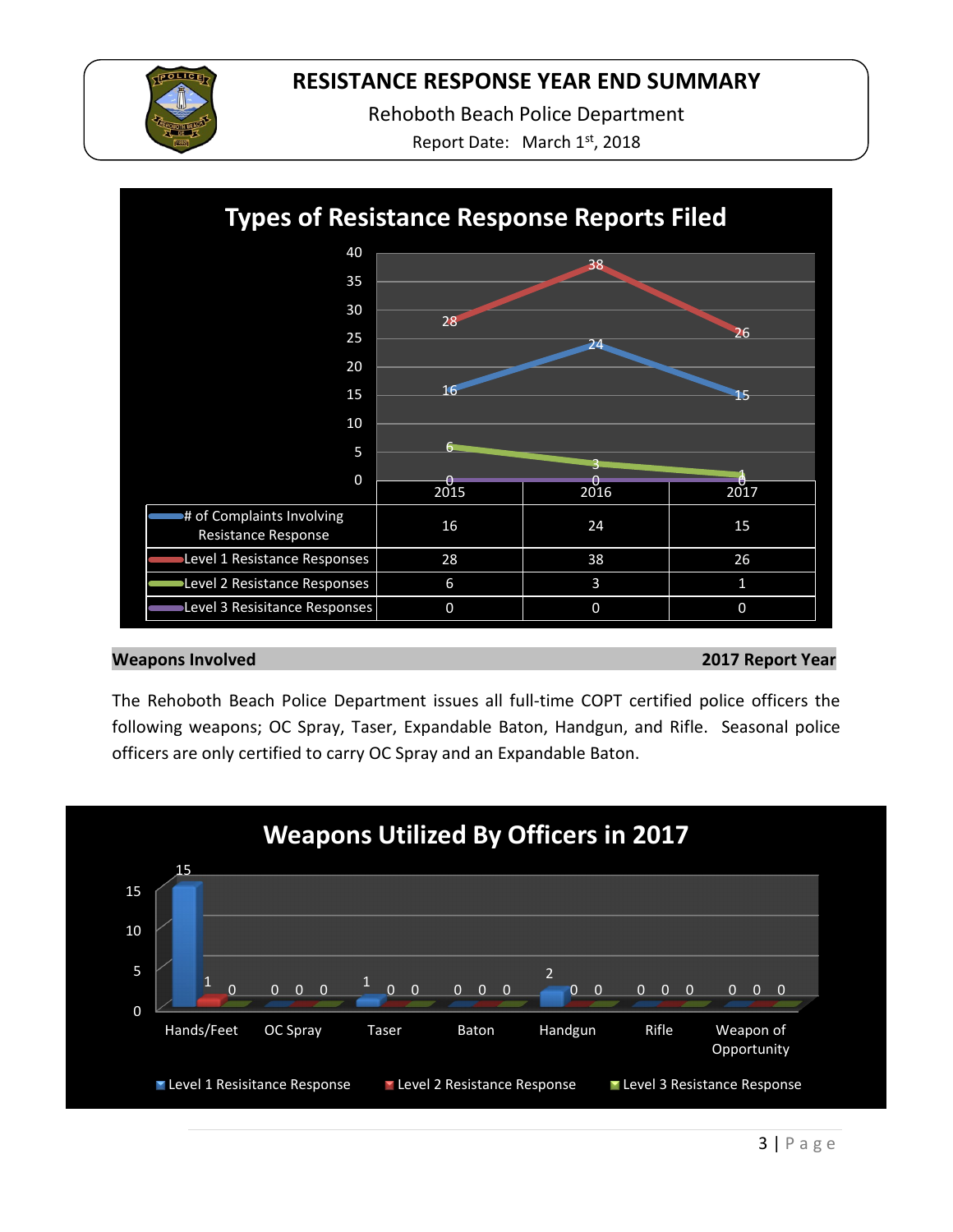# RESISTANCE RESPONSE YEAR END SUMMARY

Rehoboth Beach Police Department

Report Date: March 1st, 2018

## Types of Resistance Response Reports Filed

| | 2015 | 2016 | 2017 |
|---|---|---|---|
| # of Complaints Involving Resistance Response | 16 | 24 | 15 |
| Level 1 Resistance Responses | 28 | 38 | 26 |
| Level 2 Resistance Responses | 6 | 3 | 1 |
| Level 3 Resisitance Responses | 0 | 0 | 0 |

**Weapons Involved** **2017 Report Year**

The Rehoboth Beach Police Department issues all full-time COPT certified police officers the following weapons; OC Spray, Taser, Expandable Baton, Handgun, and Rifle. Seasonal police officers are only certified to carry OC Spray and an Expandable Baton.

## Weapons Utilized By Officers in 2017

| | Hands/Feet | OC Spray | Taser | Baton | Handgun | Rifle | Weapon of Opportunity |
|---|---|---|---|---|---|---|---|
| Level 1 Resisitance Response | 15 | 0 | 1 | 0 | 2 | 0 | 0 |
| Level 2 Resistance Response | 1 | 0 | 0 | 0 | 0 | 0 | 0 |
| Level 3 Resistance Response | 0 | 0 | 0 | 0 | 0 | 0 | 0 |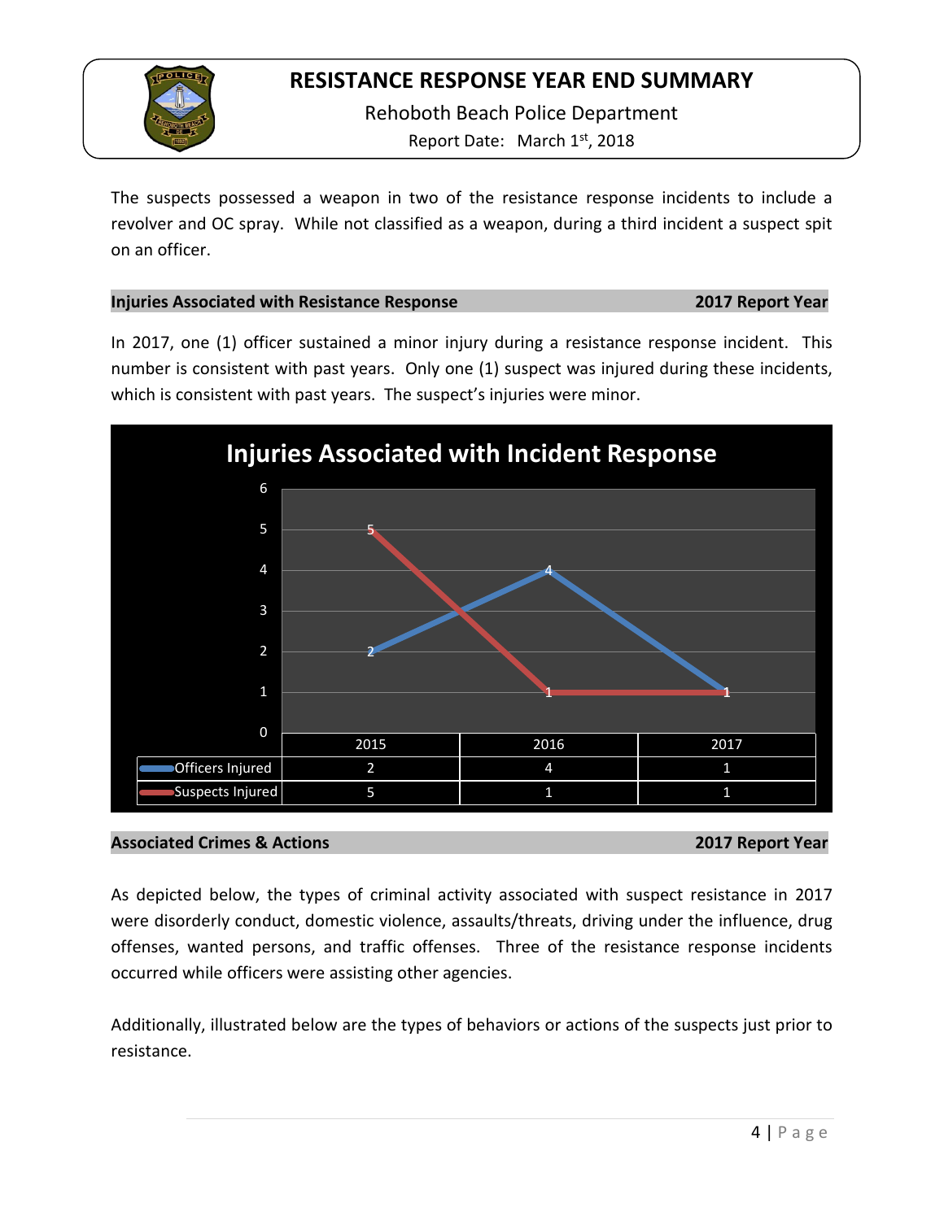The suspects possessed a weapon in two of the resistance response incidents to include a revolver and OC spray. While not classified as a weapon, during a third incident a suspect spit on an officer.

## Injuries Associated with Resistance Response — 2017 Report Year

In 2017, one (1) officer sustained a minor injury during a resistance response incident. This number is consistent with past years. Only one (1) suspect was injured during these incidents, which is consistent with past years. The suspect's injuries were minor.

**Injuries Associated with Incident Response**

| | 2015 | 2016 | 2017 |
|---|---|---|---|
| Officers Injured | 2 | 4 | 1 |
| Suspects Injured | 5 | 1 | 1 |

## Associated Crimes & Actions — 2017 Report Year

As depicted below, the types of criminal activity associated with suspect resistance in 2017 were disorderly conduct, domestic violence, assaults/threats, driving under the influence, drug offenses, wanted persons, and traffic offenses. Three of the resistance response incidents occurred while officers were assisting other agencies.

Additionally, illustrated below are the types of behaviors or actions of the suspects just prior to resistance.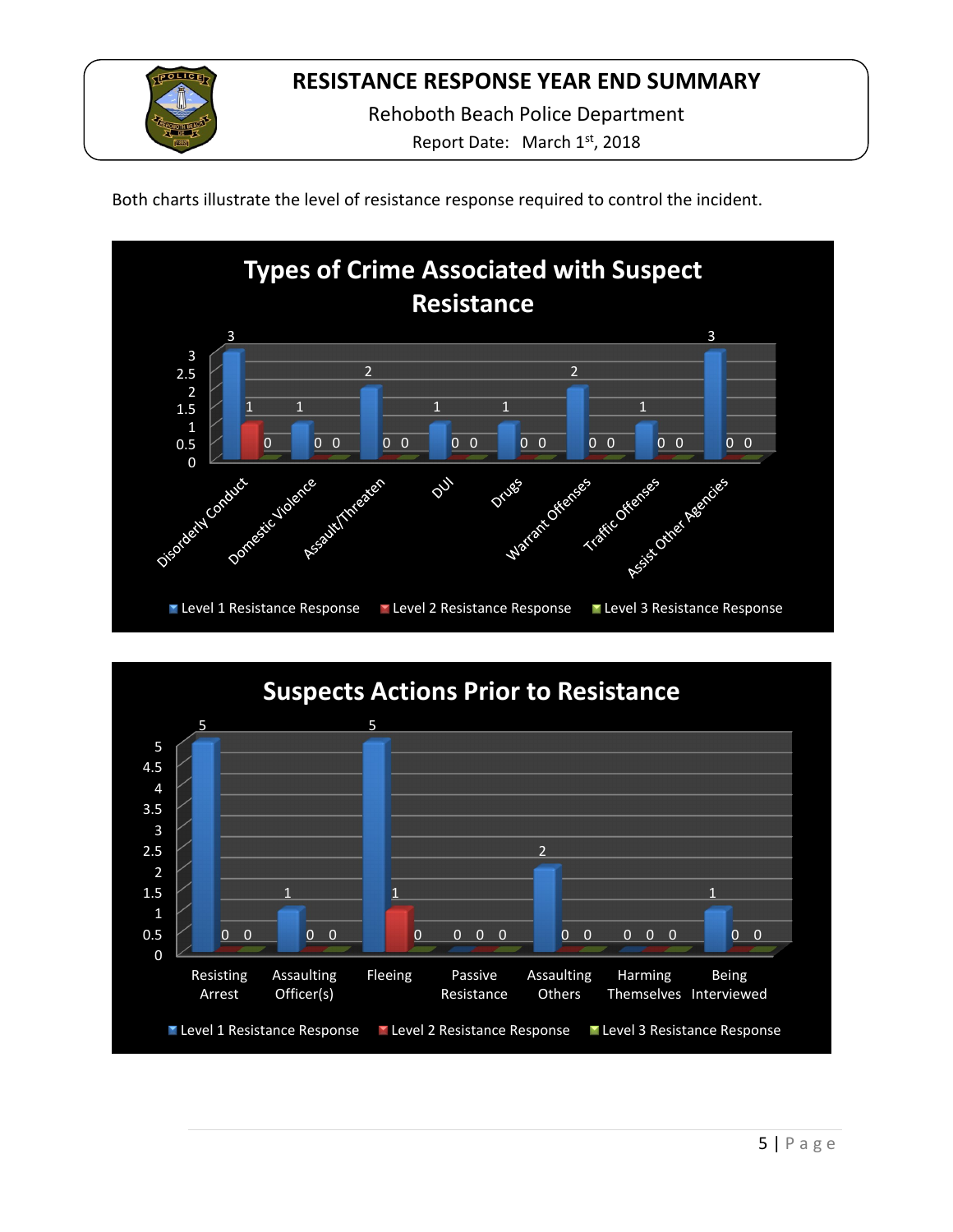# RESISTANCE RESPONSE YEAR END SUMMARY

Rehoboth Beach Police Department

Report Date: March 1st, 2018

Both charts illustrate the level of resistance response required to control the incident.

## Types of Crime Associated with Suspect Resistance

| Crime | Level 1 Resistance Response | Level 2 Resistance Response | Level 3 Resistance Response |
|---|---|---|---|
| Disorderly Conduct | 3 | 1 | 0 |
| Domestic Violence | 1 | 0 | 0 |
| Assault/Threaten | 2 | 0 | 0 |
| DUI | 1 | 0 | 0 |
| Drugs | 1 | 0 | 0 |
| Warrant Offenses | 2 | 0 | 0 |
| Traffic Offenses | 1 | 0 | 0 |
| Assist Other Agencies | 3 | 0 | 0 |

## Suspects Actions Prior to Resistance

| Action | Level 1 Resistance Response | Level 2 Resistance Response | Level 3 Resistance Response |
|---|---|---|---|
| Resisting Arrest | 5 | 0 | 0 |
| Assaulting Officer(s) | 1 | 0 | 0 |
| Fleeing | 5 | 1 | 0 |
| Passive Resistance | 0 | 0 | 0 |
| Assaulting Others | 2 | 0 | 0 |
| Harming Themselves | 0 | 0 | 0 |
| Being Interviewed | 1 | 0 | 0 |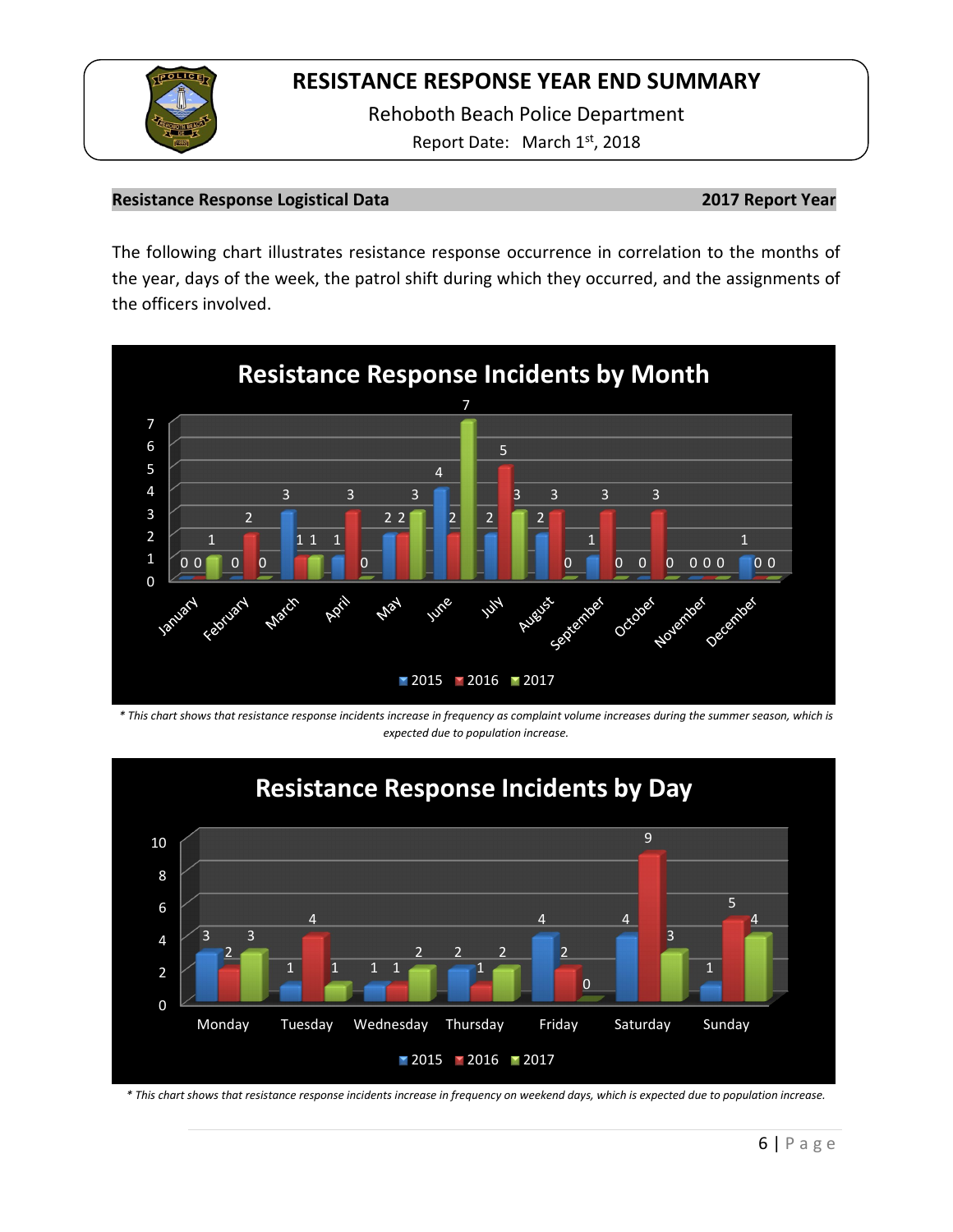# RESISTANCE RESPONSE YEAR END SUMMARY

Rehoboth Beach Police Department

Report Date: March 1st, 2018

**Resistance Response Logistical Data** **2017 Report Year**

The following chart illustrates resistance response occurrence in correlation to the months of the year, days of the week, the patrol shift during which they occurred, and the assignments of the officers involved.

**Resistance Response Incidents by Month**

| Month | 2015 | 2016 | 2017 |
|---|---|---|---|
| January | 0 | 0 | 1 |
| February | 0 | 2 | 0 |
| March | 3 | 1 | 1 |
| April | 1 | 3 | 0 |
| May | 2 | 2 | 3 |
| June | 4 | 2 | 7 |
| July | 2 | 5 | 3 |
| August | 2 | 3 | 0 |
| September | 1 | 3 | 0 |
| October | 0 | 3 | 0 |
| November | 0 | 0 | 0 |
| December | 1 | 0 | 0 |

*\* This chart shows that resistance response incidents increase in frequency as complaint volume increases during the summer season, which is expected due to population increase.*

**Resistance Response Incidents by Day**

| Day | 2015 | 2016 | 2017 |
|---|---|---|---|
| Monday | 3 | 2 | 3 |
| Tuesday | 1 | 4 | 1 |
| Wednesday | 1 | 1 | 2 |
| Thursday | 2 | 1 | 2 |
| Friday | 4 | 2 | 0 |
| Saturday | 4 | 9 | 3 |
| Sunday | 1 | 5 | 4 |

*\* This chart shows that resistance response incidents increase in frequency on weekend days, which is expected due to population increase.*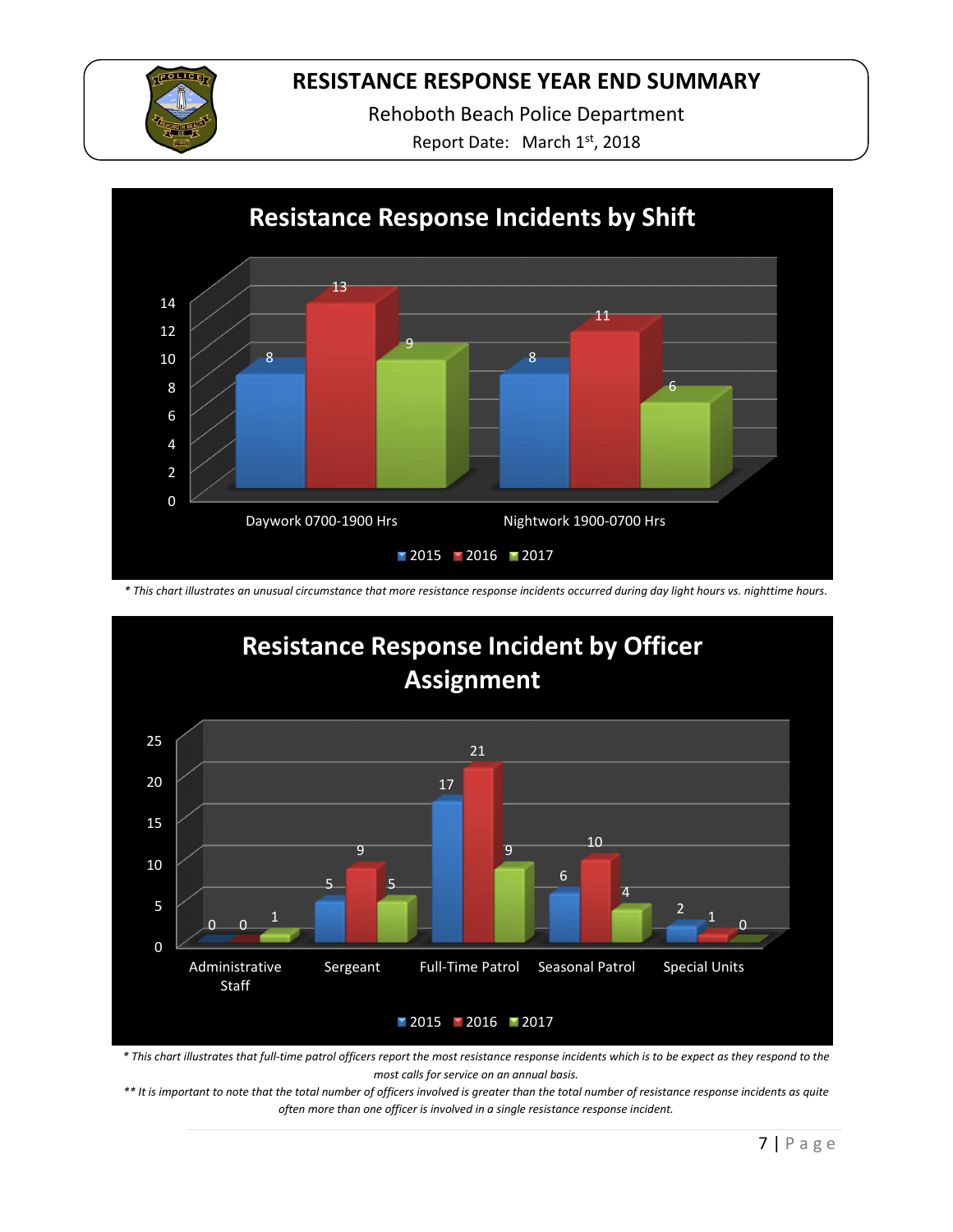# RESISTANCE RESPONSE YEAR END SUMMARY

Rehoboth Beach Police Department

Report Date: March 1st, 2018

## Resistance Response Incidents by Shift

14
12
10
8
6
4
2
0

8 13 9
8 11 6

Daywork 0700-1900 Hrs
Nightwork 1900-0700 Hrs

2015 2016 2017

*\* This chart illustrates an unusual circumstance that more resistance response incidents occurred during day light hours vs. nighttime hours.*

## Resistance Response Incident by Officer Assignment

25
20
15
10
5
0

0 0 1
5 9 5
17 21 9
6 10 4
2 1 0

Administrative Staff
Sergeant
Full-Time Patrol
Seasonal Patrol
Special Units

2015 2016 2017

*\* This chart illustrates that full-time patrol officers report the most resistance response incidents which is to be expect as they respond to the most calls for service on an annual basis.*

*\*\* It is important to note that the total number of officers involved is greater than the total number of resistance response incidents as quite often more than one officer is involved in a single resistance response incident.*